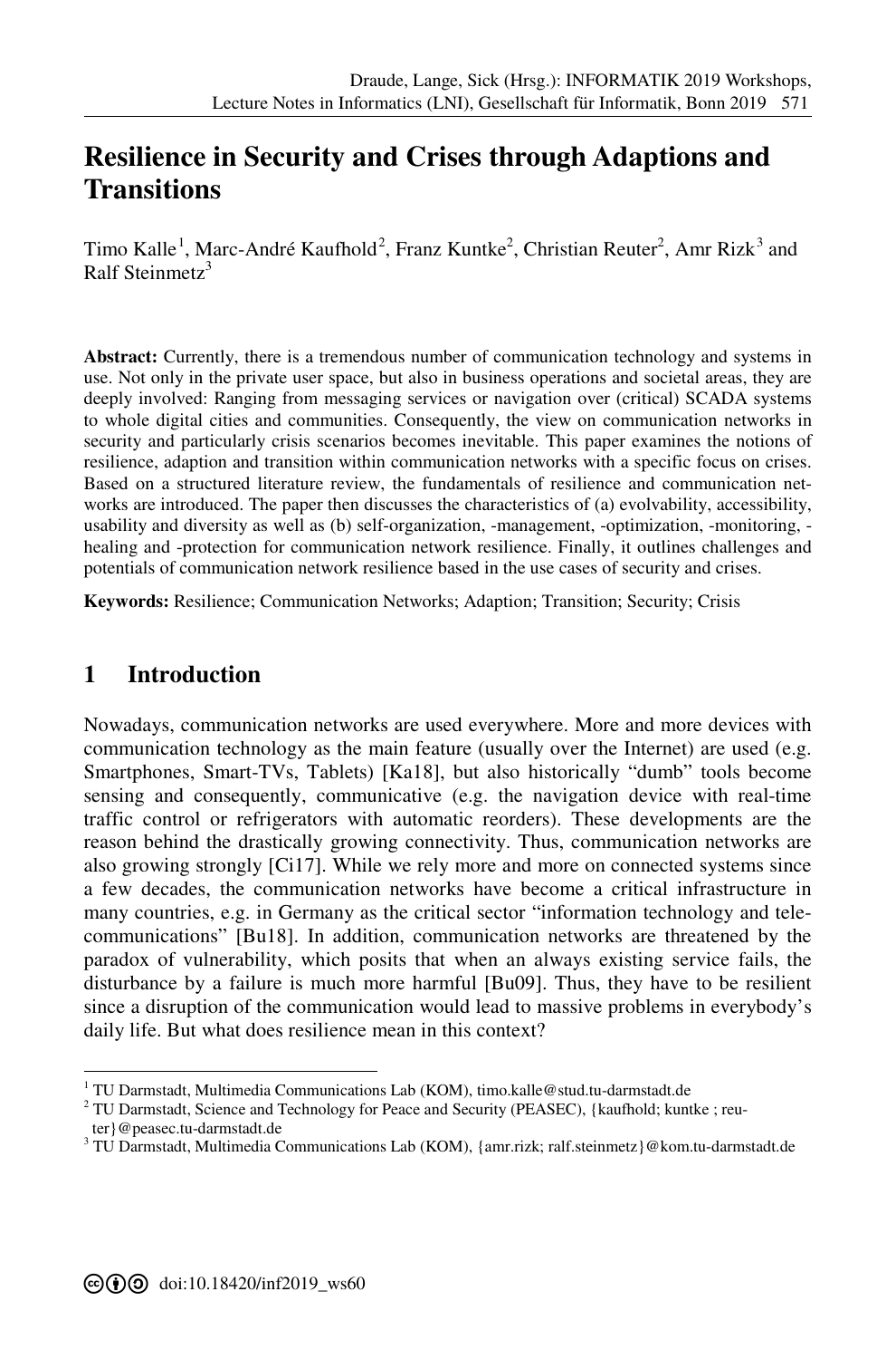# Resilience in Security and Crises through Adaptions and Transitions

Timo Kalle[1], Marc-André Kaufhold[2], Franz Kuntke[2], Christian Reuter[2], Amr Rizk[3] and Ralf Steinmetz[3]

**Abstract:** Currently, there is a tremendous number of communication technology and systems in use. Not only in the private user space, but also in business operations and societal areas, they are deeply involved: Ranging from messaging services or navigation over (critical) SCADA systems to whole digital cities and communities. Consequently, the view on communication networks in security and particularly crisis scenarios becomes inevitable. This paper examines the notions of resilience, adaption and transition within communication networks with a specific focus on crises. Based on a structured literature review, the fundamentals of resilience and communication networks are introduced. The paper then discusses the characteristics of (a) evolvability, accessibility, usability and diversity as well as (b) self-organization, -management, -optimization, -monitoring, -healing and -protection for communication network resilience. Finally, it outlines challenges and potentials of communication network resilience based in the use cases of security and crises.

**Keywords:** Resilience; Communication Networks; Adaption; Transition; Security; Crisis

## 1 Introduction

Nowadays, communication networks are used everywhere. More and more devices with communication technology as the main feature (usually over the Internet) are used (e.g. Smartphones, Smart-TVs, Tablets) [Ka18], but also historically "dumb" tools become sensing and consequently, communicative (e.g. the navigation device with real-time traffic control or refrigerators with automatic reorders). These developments are the reason behind the drastically growing connectivity. Thus, communication networks are also growing strongly [Ci17]. While we rely more and more on connected systems since a few decades, the communication networks have become a critical infrastructure in many countries, e.g. in Germany as the critical sector "information technology and tele-communications" [Bu18]. In addition, communication networks are threatened by the paradox of vulnerability, which posits that when an always existing service fails, the disturbance by a failure is much more harmful [Bu09]. Thus, they have to be resilient since a disruption of the communication would lead to massive problems in everybody's daily life. But what does resilience mean in this context?

---

[1] TU Darmstadt, Multimedia Communications Lab (KOM), timo.kalle@stud.tu-darmstadt.de

[2] TU Darmstadt, Science and Technology for Peace and Security (PEASEC), {kaufhold; kuntke ; reuter}@peasec.tu-darmstadt.de

[3] TU Darmstadt, Multimedia Communications Lab (KOM), {amr.rizk; ralf.steinmetz}@kom.tu-darmstadt.de

doi:10.18420/inf2019_ws60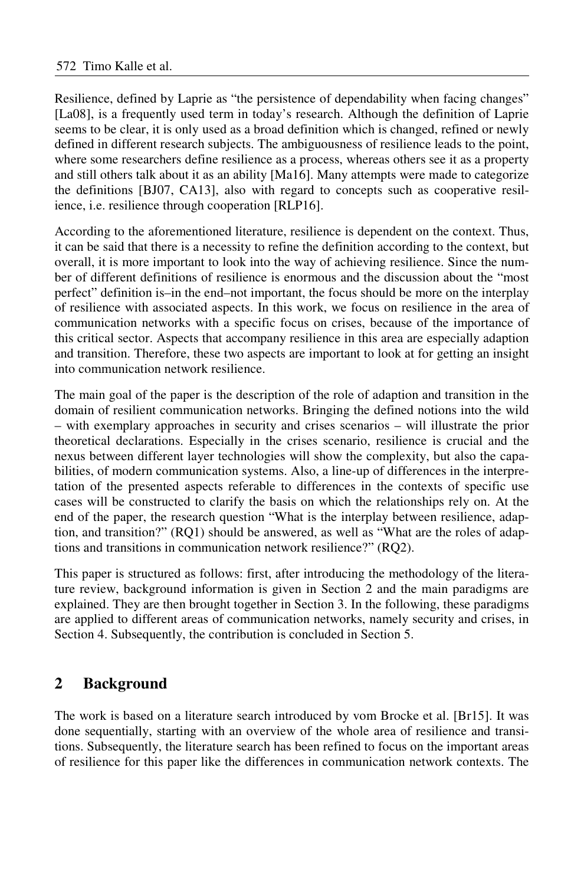Resilience, defined by Laprie as "the persistence of dependability when facing changes" [La08], is a frequently used term in today's research. Although the definition of Laprie seems to be clear, it is only used as a broad definition which is changed, refined or newly defined in different research subjects. The ambiguousness of resilience leads to the point, where some researchers define resilience as a process, whereas others see it as a property and still others talk about it as an ability [Ma16]. Many attempts were made to categorize the definitions [BJ07, CA13], also with regard to concepts such as cooperative resilience, i.e. resilience through cooperation [RLP16].

According to the aforementioned literature, resilience is dependent on the context. Thus, it can be said that there is a necessity to refine the definition according to the context, but overall, it is more important to look into the way of achieving resilience. Since the number of different definitions of resilience is enormous and the discussion about the "most perfect" definition is–in the end–not important, the focus should be more on the interplay of resilience with associated aspects. In this work, we focus on resilience in the area of communication networks with a specific focus on crises, because of the importance of this critical sector. Aspects that accompany resilience in this area are especially adaption and transition. Therefore, these two aspects are important to look at for getting an insight into communication network resilience.

The main goal of the paper is the description of the role of adaption and transition in the domain of resilient communication networks. Bringing the defined notions into the wild – with exemplary approaches in security and crises scenarios – will illustrate the prior theoretical declarations. Especially in the crises scenario, resilience is crucial and the nexus between different layer technologies will show the complexity, but also the capabilities, of modern communication systems. Also, a line-up of differences in the interpretation of the presented aspects referable to differences in the contexts of specific use cases will be constructed to clarify the basis on which the relationships rely on. At the end of the paper, the research question "What is the interplay between resilience, adaption, and transition?" (RQ1) should be answered, as well as "What are the roles of adaptions and transitions in communication network resilience?" (RQ2).

This paper is structured as follows: first, after introducing the methodology of the literature review, background information is given in Section 2 and the main paradigms are explained. They are then brought together in Section 3. In the following, these paradigms are applied to different areas of communication networks, namely security and crises, in Section 4. Subsequently, the contribution is concluded in Section 5.

## 2 Background

The work is based on a literature search introduced by vom Brocke et al. [Br15]. It was done sequentially, starting with an overview of the whole area of resilience and transitions. Subsequently, the literature search has been refined to focus on the important areas of resilience for this paper like the differences in communication network contexts. The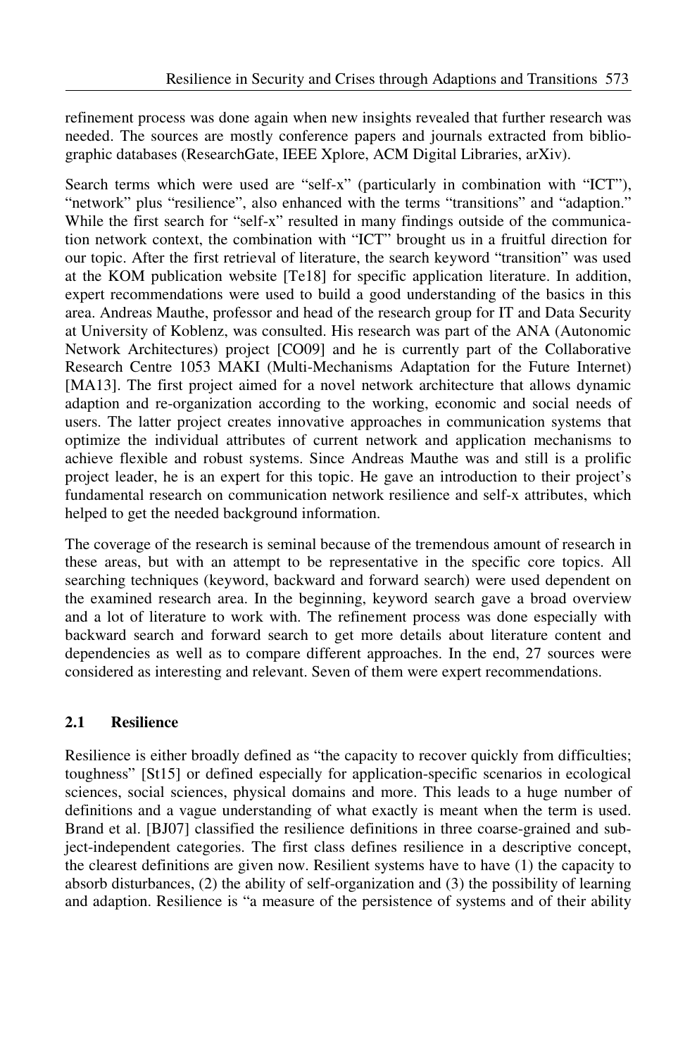refinement process was done again when new insights revealed that further research was needed. The sources are mostly conference papers and journals extracted from bibliographic databases (ResearchGate, IEEE Xplore, ACM Digital Libraries, arXiv).

Search terms which were used are "self-x" (particularly in combination with "ICT"), "network" plus "resilience", also enhanced with the terms "transitions" and "adaption." While the first search for "self-x" resulted in many findings outside of the communication network context, the combination with "ICT" brought us in a fruitful direction for our topic. After the first retrieval of literature, the search keyword "transition" was used at the KOM publication website [Te18] for specific application literature. In addition, expert recommendations were used to build a good understanding of the basics in this area. Andreas Mauthe, professor and head of the research group for IT and Data Security at University of Koblenz, was consulted. His research was part of the ANA (Autonomic Network Architectures) project [CO09] and he is currently part of the Collaborative Research Centre 1053 MAKI (Multi-Mechanisms Adaptation for the Future Internet) [MA13]. The first project aimed for a novel network architecture that allows dynamic adaption and re-organization according to the working, economic and social needs of users. The latter project creates innovative approaches in communication systems that optimize the individual attributes of current network and application mechanisms to achieve flexible and robust systems. Since Andreas Mauthe was and still is a prolific project leader, he is an expert for this topic. He gave an introduction to their project's fundamental research on communication network resilience and self-x attributes, which helped to get the needed background information.

The coverage of the research is seminal because of the tremendous amount of research in these areas, but with an attempt to be representative in the specific core topics. All searching techniques (keyword, backward and forward search) were used dependent on the examined research area. In the beginning, keyword search gave a broad overview and a lot of literature to work with. The refinement process was done especially with backward search and forward search to get more details about literature content and dependencies as well as to compare different approaches. In the end, 27 sources were considered as interesting and relevant. Seven of them were expert recommendations.

## 2.1 Resilience

Resilience is either broadly defined as "the capacity to recover quickly from difficulties; toughness" [St15] or defined especially for application-specific scenarios in ecological sciences, social sciences, physical domains and more. This leads to a huge number of definitions and a vague understanding of what exactly is meant when the term is used. Brand et al. [BJ07] classified the resilience definitions in three coarse-grained and subject-independent categories. The first class defines resilience in a descriptive concept, the clearest definitions are given now. Resilient systems have to have (1) the capacity to absorb disturbances, (2) the ability of self-organization and (3) the possibility of learning and adaption. Resilience is "a measure of the persistence of systems and of their ability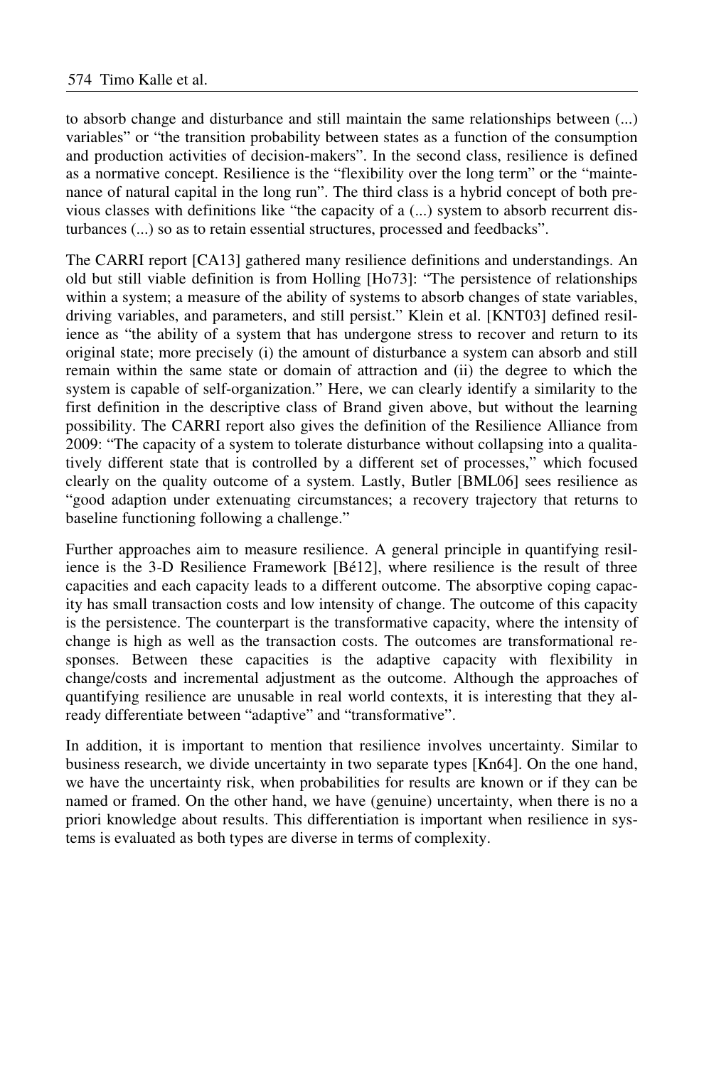to absorb change and disturbance and still maintain the same relationships between (...) variables" or "the transition probability between states as a function of the consumption and production activities of decision-makers". In the second class, resilience is defined as a normative concept. Resilience is the "flexibility over the long term" or the "maintenance of natural capital in the long run". The third class is a hybrid concept of both previous classes with definitions like "the capacity of a (...) system to absorb recurrent disturbances (...) so as to retain essential structures, processed and feedbacks".

The CARRI report [CA13] gathered many resilience definitions and understandings. An old but still viable definition is from Holling [Ho73]: "The persistence of relationships within a system; a measure of the ability of systems to absorb changes of state variables, driving variables, and parameters, and still persist." Klein et al. [KNT03] defined resilience as "the ability of a system that has undergone stress to recover and return to its original state; more precisely (i) the amount of disturbance a system can absorb and still remain within the same state or domain of attraction and (ii) the degree to which the system is capable of self-organization." Here, we can clearly identify a similarity to the first definition in the descriptive class of Brand given above, but without the learning possibility. The CARRI report also gives the definition of the Resilience Alliance from 2009: "The capacity of a system to tolerate disturbance without collapsing into a qualitatively different state that is controlled by a different set of processes," which focused clearly on the quality outcome of a system. Lastly, Butler [BML06] sees resilience as "good adaption under extenuating circumstances; a recovery trajectory that returns to baseline functioning following a challenge."

Further approaches aim to measure resilience. A general principle in quantifying resilience is the 3-D Resilience Framework [Bé12], where resilience is the result of three capacities and each capacity leads to a different outcome. The absorptive coping capacity has small transaction costs and low intensity of change. The outcome of this capacity is the persistence. The counterpart is the transformative capacity, where the intensity of change is high as well as the transaction costs. The outcomes are transformational responses. Between these capacities is the adaptive capacity with flexibility in change/costs and incremental adjustment as the outcome. Although the approaches of quantifying resilience are unusable in real world contexts, it is interesting that they already differentiate between "adaptive" and "transformative".

In addition, it is important to mention that resilience involves uncertainty. Similar to business research, we divide uncertainty in two separate types [Kn64]. On the one hand, we have the uncertainty risk, when probabilities for results are known or if they can be named or framed. On the other hand, we have (genuine) uncertainty, when there is no a priori knowledge about results. This differentiation is important when resilience in systems is evaluated as both types are diverse in terms of complexity.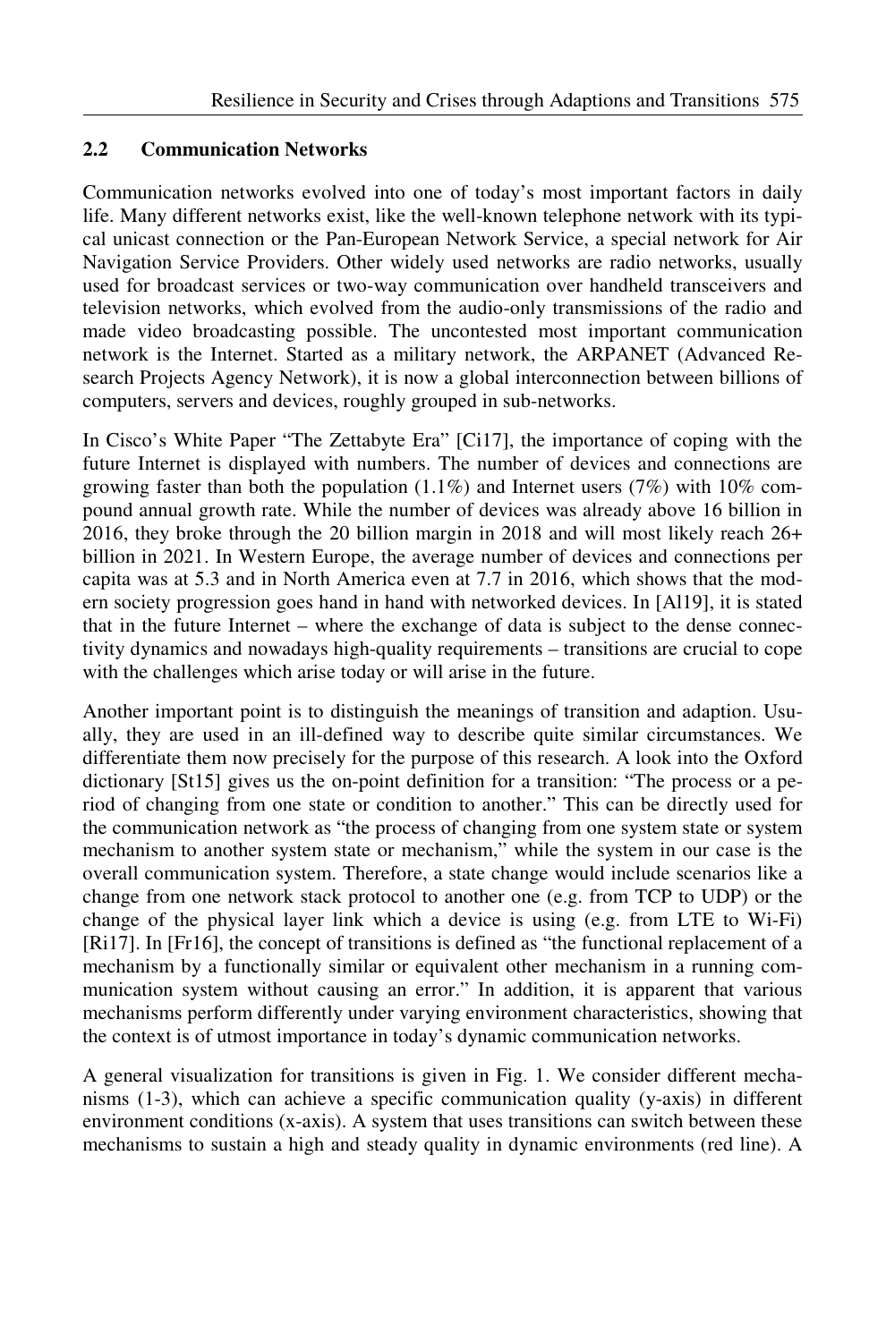### 2.2 Communication Networks

Communication networks evolved into one of today's most important factors in daily life. Many different networks exist, like the well-known telephone network with its typical unicast connection or the Pan-European Network Service, a special network for Air Navigation Service Providers. Other widely used networks are radio networks, usually used for broadcast services or two-way communication over handheld transceivers and television networks, which evolved from the audio-only transmissions of the radio and made video broadcasting possible. The uncontested most important communication network is the Internet. Started as a military network, the ARPANET (Advanced Research Projects Agency Network), it is now a global interconnection between billions of computers, servers and devices, roughly grouped in sub-networks.

In Cisco's White Paper "The Zettabyte Era" [Ci17], the importance of coping with the future Internet is displayed with numbers. The number of devices and connections are growing faster than both the population (1.1%) and Internet users (7%) with 10% compound annual growth rate. While the number of devices was already above 16 billion in 2016, they broke through the 20 billion margin in 2018 and will most likely reach 26+ billion in 2021. In Western Europe, the average number of devices and connections per capita was at 5.3 and in North America even at 7.7 in 2016, which shows that the modern society progression goes hand in hand with networked devices. In [Al19], it is stated that in the future Internet – where the exchange of data is subject to the dense connectivity dynamics and nowadays high-quality requirements – transitions are crucial to cope with the challenges which arise today or will arise in the future.

Another important point is to distinguish the meanings of transition and adaption. Usually, they are used in an ill-defined way to describe quite similar circumstances. We differentiate them now precisely for the purpose of this research. A look into the Oxford dictionary [St15] gives us the on-point definition for a transition: "The process or a period of changing from one state or condition to another." This can be directly used for the communication network as "the process of changing from one system state or system mechanism to another system state or mechanism," while the system in our case is the overall communication system. Therefore, a state change would include scenarios like a change from one network stack protocol to another one (e.g. from TCP to UDP) or the change of the physical layer link which a device is using (e.g. from LTE to Wi-Fi) [Ri17]. In [Fr16], the concept of transitions is defined as "the functional replacement of a mechanism by a functionally similar or equivalent other mechanism in a running communication system without causing an error." In addition, it is apparent that various mechanisms perform differently under varying environment characteristics, showing that the context is of utmost importance in today's dynamic communication networks.

A general visualization for transitions is given in Fig. 1. We consider different mechanisms (1-3), which can achieve a specific communication quality (y-axis) in different environment conditions (x-axis). A system that uses transitions can switch between these mechanisms to sustain a high and steady quality in dynamic environments (red line). A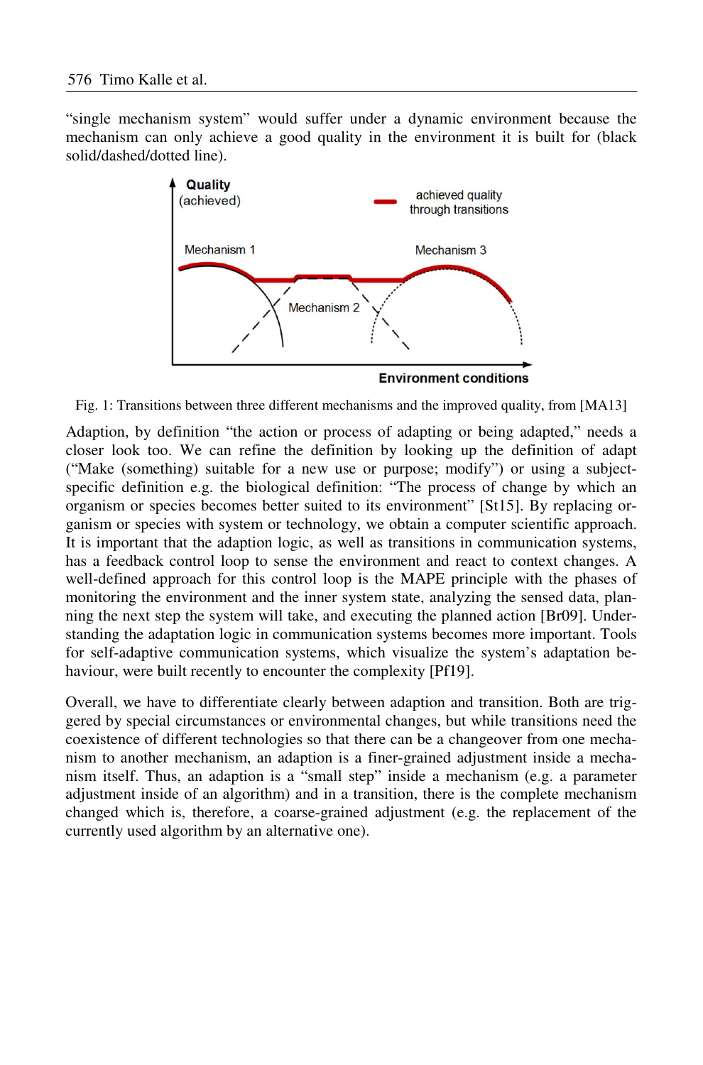"single mechanism system" would suffer under a dynamic environment because the mechanism can only achieve a good quality in the environment it is built for (black solid/dashed/dotted line).

Fig. 1: Transitions between three different mechanisms and the improved quality, from [MA13]

Adaption, by definition "the action or process of adapting or being adapted," needs a closer look too. We can refine the definition by looking up the definition of adapt ("Make (something) suitable for a new use or purpose; modify") or using a subject-specific definition e.g. the biological definition: "The process of change by which an organism or species becomes better suited to its environment" [St15]. By replacing organism or species with system or technology, we obtain a computer scientific approach. It is important that the adaption logic, as well as transitions in communication systems, has a feedback control loop to sense the environment and react to context changes. A well-defined approach for this control loop is the MAPE principle with the phases of monitoring the environment and the inner system state, analyzing the sensed data, planning the next step the system will take, and executing the planned action [Br09]. Understanding the adaptation logic in communication systems becomes more important. Tools for self-adaptive communication systems, which visualize the system's adaptation behaviour, were built recently to encounter the complexity [Pf19].

Overall, we have to differentiate clearly between adaption and transition. Both are triggered by special circumstances or environmental changes, but while transitions need the coexistence of different technologies so that there can be a changeover from one mechanism to another mechanism, an adaption is a finer-grained adjustment inside a mechanism itself. Thus, an adaption is a "small step" inside a mechanism (e.g. a parameter adjustment inside of an algorithm) and in a transition, there is the complete mechanism changed which is, therefore, a coarse-grained adjustment (e.g. the replacement of the currently used algorithm by an alternative one).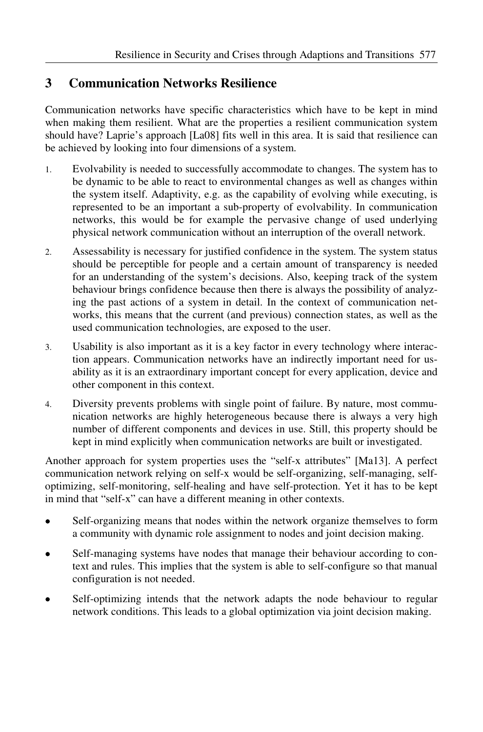## 3 Communication Networks Resilience

Communication networks have specific characteristics which have to be kept in mind when making them resilient. What are the properties a resilient communication system should have? Laprie's approach [La08] fits well in this area. It is said that resilience can be achieved by looking into four dimensions of a system.

1. Evolvability is needed to successfully accommodate to changes. The system has to be dynamic to be able to react to environmental changes as well as changes within the system itself. Adaptivity, e.g. as the capability of evolving while executing, is represented to be an important a sub-property of evolvability. In communication networks, this would be for example the pervasive change of used underlying physical network communication without an interruption of the overall network.

2. Assessability is necessary for justified confidence in the system. The system status should be perceptible for people and a certain amount of transparency is needed for an understanding of the system's decisions. Also, keeping track of the system behaviour brings confidence because then there is always the possibility of analyzing the past actions of a system in detail. In the context of communication networks, this means that the current (and previous) connection states, as well as the used communication technologies, are exposed to the user.

3. Usability is also important as it is a key factor in every technology where interaction appears. Communication networks have an indirectly important need for usability as it is an extraordinary important concept for every application, device and other component in this context.

4. Diversity prevents problems with single point of failure. By nature, most communication networks are highly heterogeneous because there is always a very high number of different components and devices in use. Still, this property should be kept in mind explicitly when communication networks are built or investigated.

Another approach for system properties uses the "self-x attributes" [Ma13]. A perfect communication network relying on self-x would be self-organizing, self-managing, self-optimizing, self-monitoring, self-healing and have self-protection. Yet it has to be kept in mind that "self-x" can have a different meaning in other contexts.

- Self-organizing means that nodes within the network organize themselves to form a community with dynamic role assignment to nodes and joint decision making.
- Self-managing systems have nodes that manage their behaviour according to context and rules. This implies that the system is able to self-configure so that manual configuration is not needed.
- Self-optimizing intends that the network adapts the node behaviour to regular network conditions. This leads to a global optimization via joint decision making.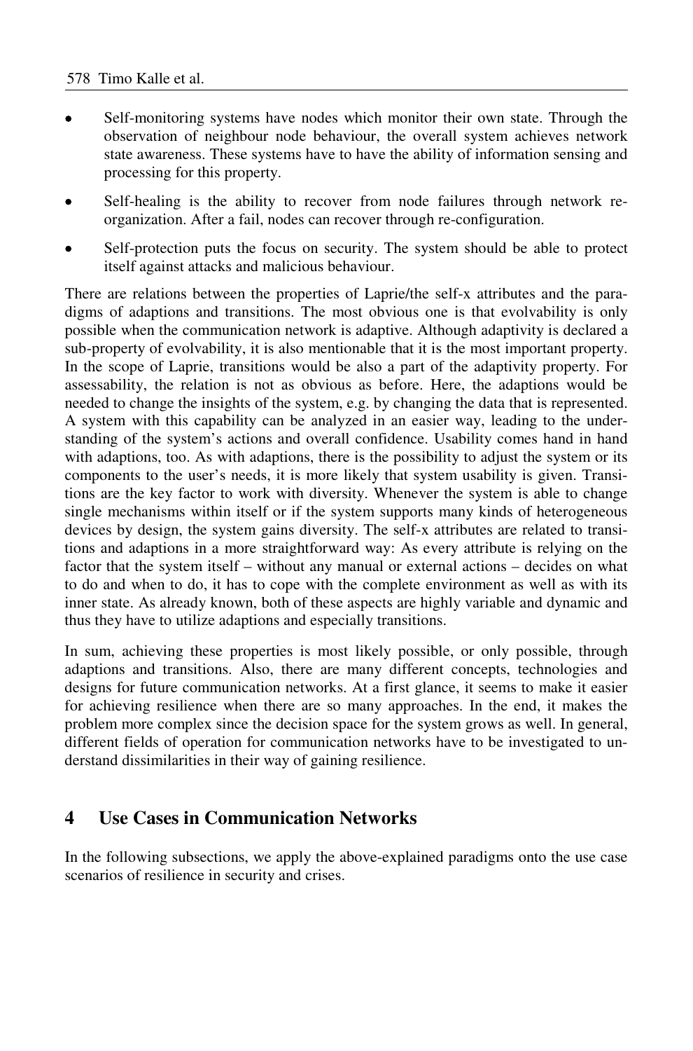- Self-monitoring systems have nodes which monitor their own state. Through the observation of neighbour node behaviour, the overall system achieves network state awareness. These systems have to have the ability of information sensing and processing for this property.
- Self-healing is the ability to recover from node failures through network re-organization. After a fail, nodes can recover through re-configuration.
- Self-protection puts the focus on security. The system should be able to protect itself against attacks and malicious behaviour.

There are relations between the properties of Laprie/the self-x attributes and the paradigms of adaptions and transitions. The most obvious one is that evolvability is only possible when the communication network is adaptive. Although adaptivity is declared a sub-property of evolvability, it is also mentionable that it is the most important property. In the scope of Laprie, transitions would be also a part of the adaptivity property. For assessability, the relation is not as obvious as before. Here, the adaptions would be needed to change the insights of the system, e.g. by changing the data that is represented. A system with this capability can be analyzed in an easier way, leading to the understanding of the system's actions and overall confidence. Usability comes hand in hand with adaptions, too. As with adaptions, there is the possibility to adjust the system or its components to the user's needs, it is more likely that system usability is given. Transitions are the key factor to work with diversity. Whenever the system is able to change single mechanisms within itself or if the system supports many kinds of heterogeneous devices by design, the system gains diversity. The self-x attributes are related to transitions and adaptions in a more straightforward way: As every attribute is relying on the factor that the system itself – without any manual or external actions – decides on what to do and when to do, it has to cope with the complete environment as well as with its inner state. As already known, both of these aspects are highly variable and dynamic and thus they have to utilize adaptions and especially transitions.

In sum, achieving these properties is most likely possible, or only possible, through adaptions and transitions. Also, there are many different concepts, technologies and designs for future communication networks. At a first glance, it seems to make it easier for achieving resilience when there are so many approaches. In the end, it makes the problem more complex since the decision space for the system grows as well. In general, different fields of operation for communication networks have to be investigated to understand dissimilarities in their way of gaining resilience.

## 4 Use Cases in Communication Networks

In the following subsections, we apply the above-explained paradigms onto the use case scenarios of resilience in security and crises.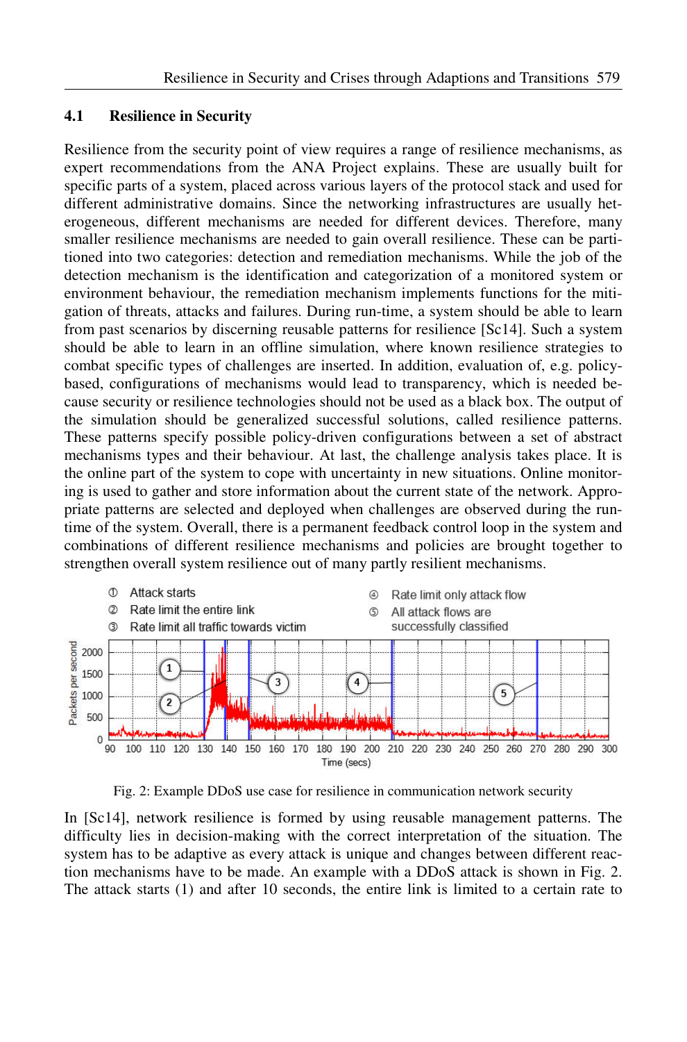## 4.1 Resilience in Security

Resilience from the security point of view requires a range of resilience mechanisms, as expert recommendations from the ANA Project explains. These are usually built for specific parts of a system, placed across various layers of the protocol stack and used for different administrative domains. Since the networking infrastructures are usually heterogeneous, different mechanisms are needed for different devices. Therefore, many smaller resilience mechanisms are needed to gain overall resilience. These can be partitioned into two categories: detection and remediation mechanisms. While the job of the detection mechanism is the identification and categorization of a monitored system or environment behaviour, the remediation mechanism implements functions for the mitigation of threats, attacks and failures. During run-time, a system should be able to learn from past scenarios by discerning reusable patterns for resilience [Sc14]. Such a system should be able to learn in an offline simulation, where known resilience strategies to combat specific types of challenges are inserted. In addition, evaluation of, e.g. policy-based, configurations of mechanisms would lead to transparency, which is needed because security or resilience technologies should not be used as a black box. The output of the simulation should be generalized successful solutions, called resilience patterns. These patterns specify possible policy-driven configurations between a set of abstract mechanisms types and their behaviour. At last, the challenge analysis takes place. It is the online part of the system to cope with uncertainty in new situations. Online monitoring is used to gather and store information about the current state of the network. Appropriate patterns are selected and deployed when challenges are observed during the run-time of the system. Overall, there is a permanent feedback control loop in the system and combinations of different resilience mechanisms and policies are brought together to strengthen overall system resilience out of many partly resilient mechanisms.

Fig. 2: Example DDoS use case for resilience in communication network security

In [Sc14], network resilience is formed by using reusable management patterns. The difficulty lies in decision-making with the correct interpretation of the situation. The system has to be adaptive as every attack is unique and changes between different reaction mechanisms have to be made. An example with a DDoS attack is shown in Fig. 2. The attack starts (1) and after 10 seconds, the entire link is limited to a certain rate to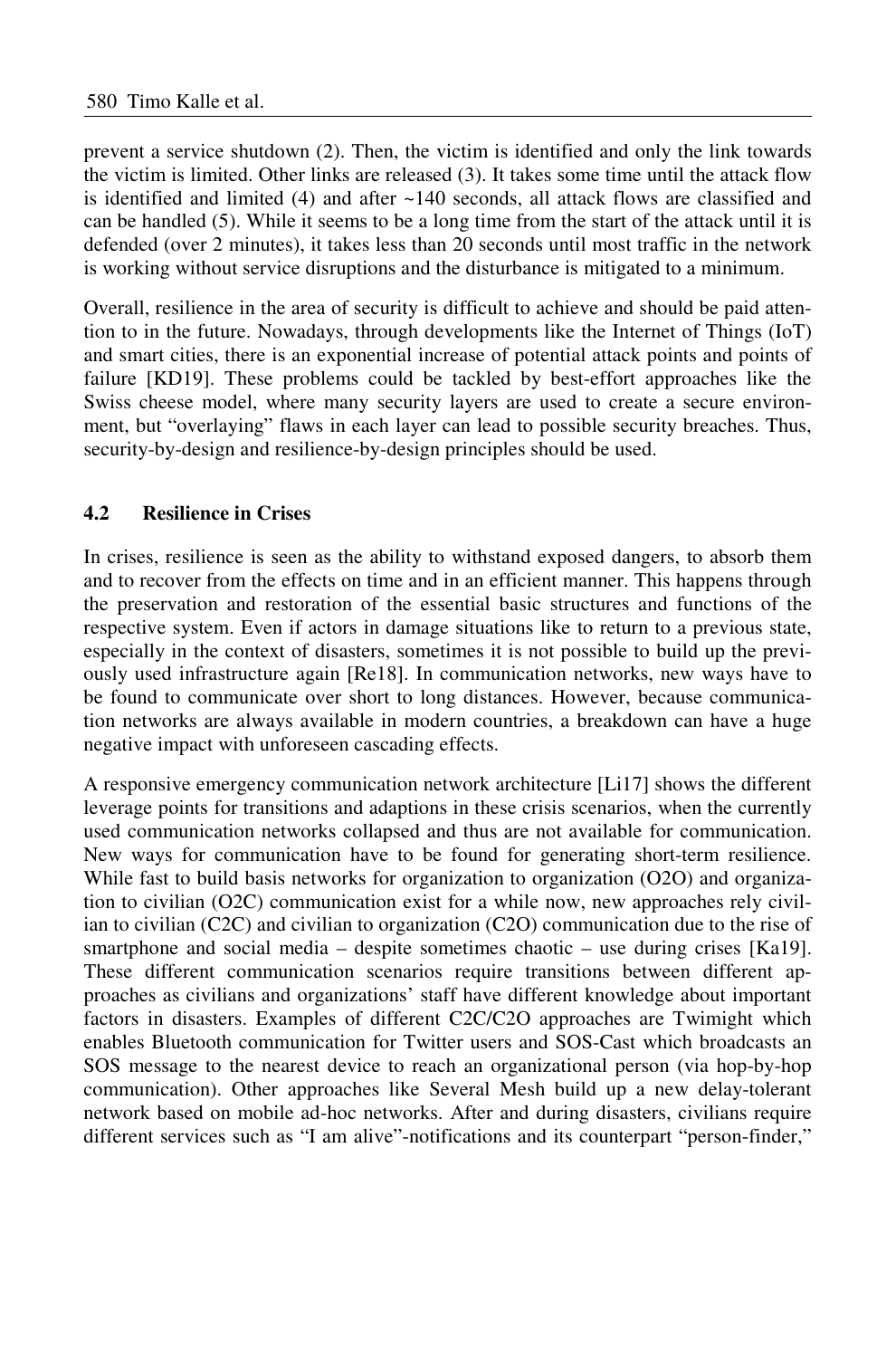prevent a service shutdown (2). Then, the victim is identified and only the link towards the victim is limited. Other links are released (3). It takes some time until the attack flow is identified and limited (4) and after ~140 seconds, all attack flows are classified and can be handled (5). While it seems to be a long time from the start of the attack until it is defended (over 2 minutes), it takes less than 20 seconds until most traffic in the network is working without service disruptions and the disturbance is mitigated to a minimum.

Overall, resilience in the area of security is difficult to achieve and should be paid attention to in the future. Nowadays, through developments like the Internet of Things (IoT) and smart cities, there is an exponential increase of potential attack points and points of failure [KD19]. These problems could be tackled by best-effort approaches like the Swiss cheese model, where many security layers are used to create a secure environment, but "overlaying" flaws in each layer can lead to possible security breaches. Thus, security-by-design and resilience-by-design principles should be used.

### 4.2 Resilience in Crises

In crises, resilience is seen as the ability to withstand exposed dangers, to absorb them and to recover from the effects on time and in an efficient manner. This happens through the preservation and restoration of the essential basic structures and functions of the respective system. Even if actors in damage situations like to return to a previous state, especially in the context of disasters, sometimes it is not possible to build up the previously used infrastructure again [Re18]. In communication networks, new ways have to be found to communicate over short to long distances. However, because communication networks are always available in modern countries, a breakdown can have a huge negative impact with unforeseen cascading effects.

A responsive emergency communication network architecture [Li17] shows the different leverage points for transitions and adaptions in these crisis scenarios, when the currently used communication networks collapsed and thus are not available for communication. New ways for communication have to be found for generating short-term resilience. While fast to build basis networks for organization to organization (O2O) and organization to civilian (O2C) communication exist for a while now, new approaches rely civilian to civilian (C2C) and civilian to organization (C2O) communication due to the rise of smartphone and social media – despite sometimes chaotic – use during crises [Ka19]. These different communication scenarios require transitions between different approaches as civilians and organizations' staff have different knowledge about important factors in disasters. Examples of different C2C/C2O approaches are Twimight which enables Bluetooth communication for Twitter users and SOS-Cast which broadcasts an SOS message to the nearest device to reach an organizational person (via hop-by-hop communication). Other approaches like Several Mesh build up a new delay-tolerant network based on mobile ad-hoc networks. After and during disasters, civilians require different services such as "I am alive"-notifications and its counterpart "person-finder,"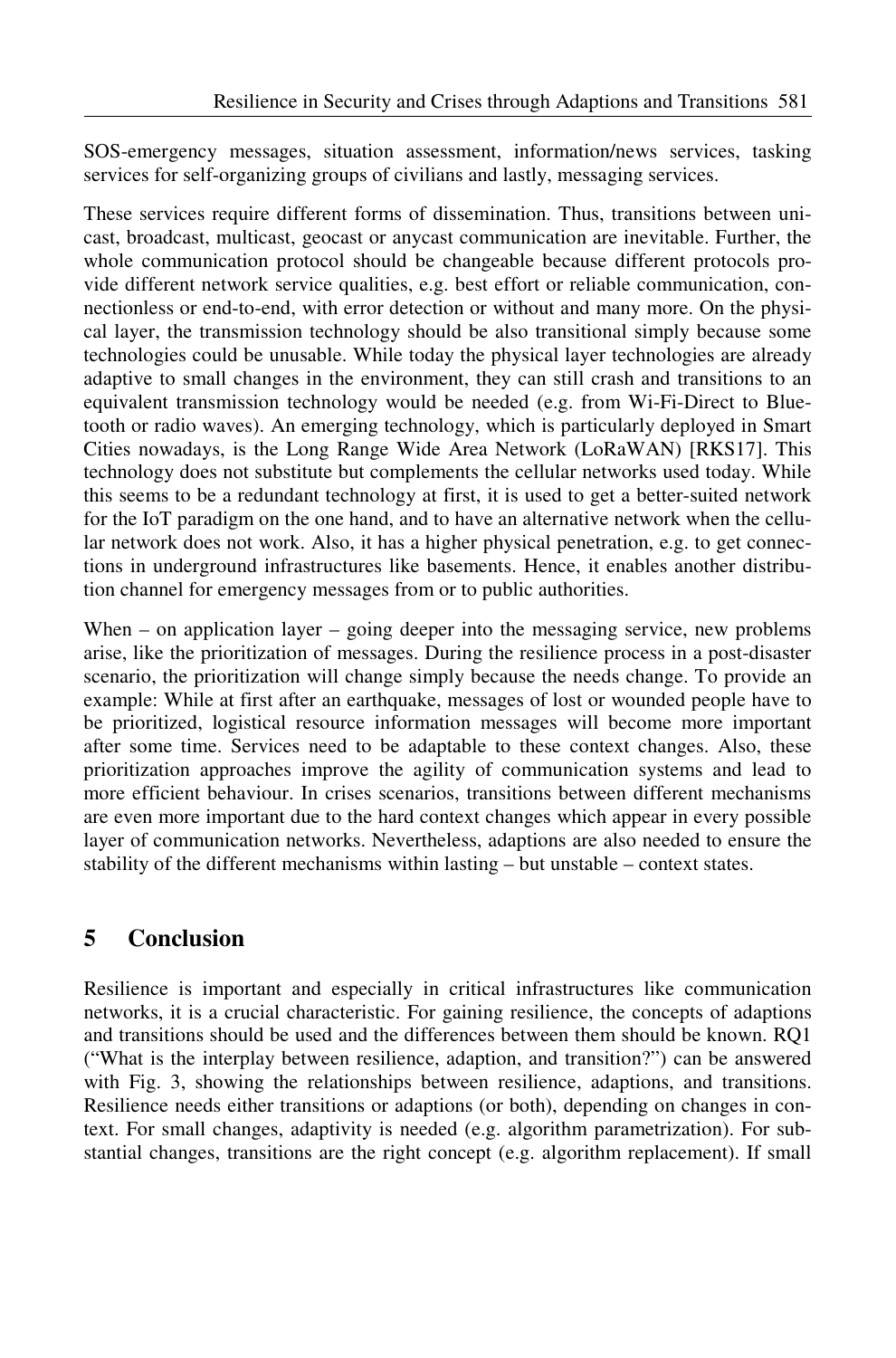SOS-emergency messages, situation assessment, information/news services, tasking services for self-organizing groups of civilians and lastly, messaging services.

These services require different forms of dissemination. Thus, transitions between unicast, broadcast, multicast, geocast or anycast communication are inevitable. Further, the whole communication protocol should be changeable because different protocols provide different network service qualities, e.g. best effort or reliable communication, connectionless or end-to-end, with error detection or without and many more. On the physical layer, the transmission technology should be also transitional simply because some technologies could be unusable. While today the physical layer technologies are already adaptive to small changes in the environment, they can still crash and transitions to an equivalent transmission technology would be needed (e.g. from Wi-Fi-Direct to Bluetooth or radio waves). An emerging technology, which is particularly deployed in Smart Cities nowadays, is the Long Range Wide Area Network (LoRaWAN) [RKS17]. This technology does not substitute but complements the cellular networks used today. While this seems to be a redundant technology at first, it is used to get a better-suited network for the IoT paradigm on the one hand, and to have an alternative network when the cellular network does not work. Also, it has a higher physical penetration, e.g. to get connections in underground infrastructures like basements. Hence, it enables another distribution channel for emergency messages from or to public authorities.

When – on application layer – going deeper into the messaging service, new problems arise, like the prioritization of messages. During the resilience process in a post-disaster scenario, the prioritization will change simply because the needs change. To provide an example: While at first after an earthquake, messages of lost or wounded people have to be prioritized, logistical resource information messages will become more important after some time. Services need to be adaptable to these context changes. Also, these prioritization approaches improve the agility of communication systems and lead to more efficient behaviour. In crises scenarios, transitions between different mechanisms are even more important due to the hard context changes which appear in every possible layer of communication networks. Nevertheless, adaptions are also needed to ensure the stability of the different mechanisms within lasting – but unstable – context states.

## 5 Conclusion

Resilience is important and especially in critical infrastructures like communication networks, it is a crucial characteristic. For gaining resilience, the concepts of adaptions and transitions should be used and the differences between them should be known. RQ1 ("What is the interplay between resilience, adaption, and transition?") can be answered with Fig. 3, showing the relationships between resilience, adaptions, and transitions. Resilience needs either transitions or adaptions (or both), depending on changes in context. For small changes, adaptivity is needed (e.g. algorithm parametrization). For substantial changes, transitions are the right concept (e.g. algorithm replacement). If small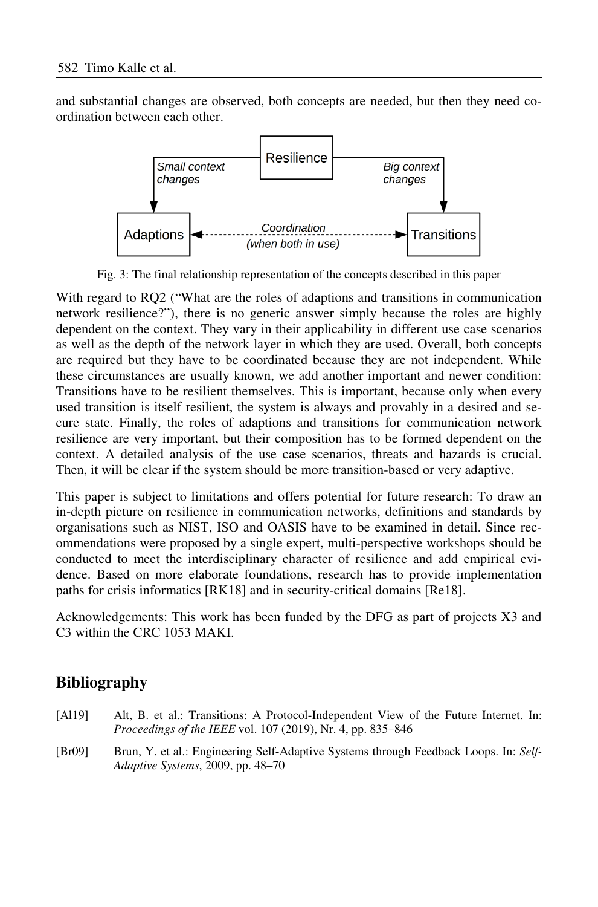and substantial changes are observed, both concepts are needed, but then they need coordination between each other.

Fig. 3: The final relationship representation of the concepts described in this paper

With regard to RQ2 ("What are the roles of adaptions and transitions in communication network resilience?"), there is no generic answer simply because the roles are highly dependent on the context. They vary in their applicability in different use case scenarios as well as the depth of the network layer in which they are used. Overall, both concepts are required but they have to be coordinated because they are not independent. While these circumstances are usually known, we add another important and newer condition: Transitions have to be resilient themselves. This is important, because only when every used transition is itself resilient, the system is always and provably in a desired and secure state. Finally, the roles of adaptions and transitions for communication network resilience are very important, but their composition has to be formed dependent on the context. A detailed analysis of the use case scenarios, threats and hazards is crucial. Then, it will be clear if the system should be more transition-based or very adaptive.

This paper is subject to limitations and offers potential for future research: To draw an in-depth picture on resilience in communication networks, definitions and standards by organisations such as NIST, ISO and OASIS have to be examined in detail. Since recommendations were proposed by a single expert, multi-perspective workshops should be conducted to meet the interdisciplinary character of resilience and add empirical evidence. Based on more elaborate foundations, research has to provide implementation paths for crisis informatics [RK18] and in security-critical domains [Re18].

Acknowledgements: This work has been funded by the DFG as part of projects X3 and C3 within the CRC 1053 MAKI.

## Bibliography

[Al19] Alt, B. et al.: Transitions: A Protocol-Independent View of the Future Internet. In: *Proceedings of the IEEE* vol. 107 (2019), Nr. 4, pp. 835–846

[Br09] Brun, Y. et al.: Engineering Self-Adaptive Systems through Feedback Loops. In: *Self-Adaptive Systems*, 2009, pp. 48–70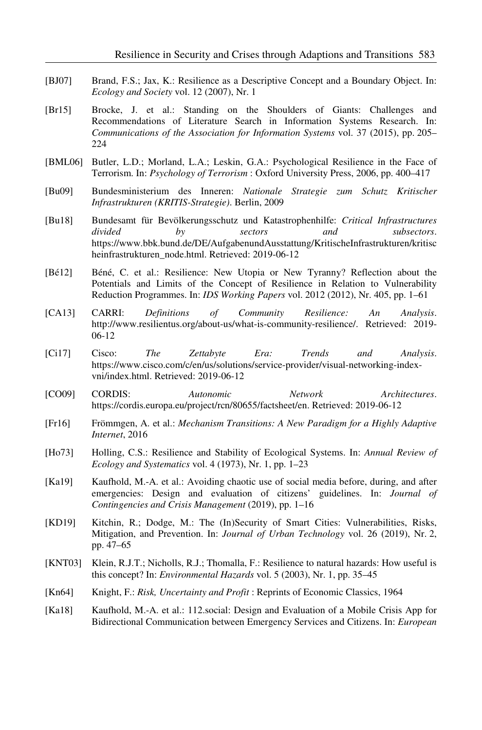[BJ07] Brand, F.S.; Jax, K.: Resilience as a Descriptive Concept and a Boundary Object. In: *Ecology and Society* vol. 12 (2007), Nr. 1

[Br15] Brocke, J. et al.: Standing on the Shoulders of Giants: Challenges and Recommendations of Literature Search in Information Systems Research. In: *Communications of the Association for Information Systems* vol. 37 (2015), pp. 205–224

[BML06] Butler, L.D.; Morland, L.A.; Leskin, G.A.: Psychological Resilience in the Face of Terrorism. In: *Psychology of Terrorism* : Oxford University Press, 2006, pp. 400–417

[Bu09] Bundesministerium des Inneren: *Nationale Strategie zum Schutz Kritischer Infrastrukturen (KRITIS-Strategie)*. Berlin, 2009

[Bu18] Bundesamt für Bevölkerungsschutz und Katastrophenhilfe: *Critical Infrastructures divided by sectors and subsectors*. https://www.bbk.bund.de/DE/AufgabenundAusstattung/KritischeInfrastrukturen/kritischeinfrastrukturen_node.html. Retrieved: 2019-06-12

[Bé12] Béné, C. et al.: Resilience: New Utopia or New Tyranny? Reflection about the Potentials and Limits of the Concept of Resilience in Relation to Vulnerability Reduction Programmes. In: *IDS Working Papers* vol. 2012 (2012), Nr. 405, pp. 1–61

[CA13] CARRI: *Definitions of Community Resilience: An Analysis*. http://www.resilientus.org/about-us/what-is-community-resilience/. Retrieved: 2019-06-12

[Ci17] Cisco: *The Zettabyte Era: Trends and Analysis*. https://www.cisco.com/c/en/us/solutions/service-provider/visual-networking-index-vni/index.html. Retrieved: 2019-06-12

[CO09] CORDIS: *Autonomic Network Architectures*. https://cordis.europa.eu/project/rcn/80655/factsheet/en. Retrieved: 2019-06-12

[Fr16] Frömmgen, A. et al.: *Mechanism Transitions: A New Paradigm for a Highly Adaptive Internet*, 2016

[Ho73] Holling, C.S.: Resilience and Stability of Ecological Systems. In: *Annual Review of Ecology and Systematics* vol. 4 (1973), Nr. 1, pp. 1–23

[Ka19] Kaufhold, M.-A. et al.: Avoiding chaotic use of social media before, during, and after emergencies: Design and evaluation of citizens' guidelines. In: *Journal of Contingencies and Crisis Management* (2019), pp. 1–16

[KD19] Kitchin, R.; Dodge, M.: The (In)Security of Smart Cities: Vulnerabilities, Risks, Mitigation, and Prevention. In: *Journal of Urban Technology* vol. 26 (2019), Nr. 2, pp. 47–65

[KNT03] Klein, R.J.T.; Nicholls, R.J.; Thomalla, F.: Resilience to natural hazards: How useful is this concept? In: *Environmental Hazards* vol. 5 (2003), Nr. 1, pp. 35–45

[Kn64] Knight, F.: *Risk, Uncertainty and Profit* : Reprints of Economic Classics, 1964

[Ka18] Kaufhold, M.-A. et al.: 112.social: Design and Evaluation of a Mobile Crisis App for Bidirectional Communication between Emergency Services and Citizens. In: *European*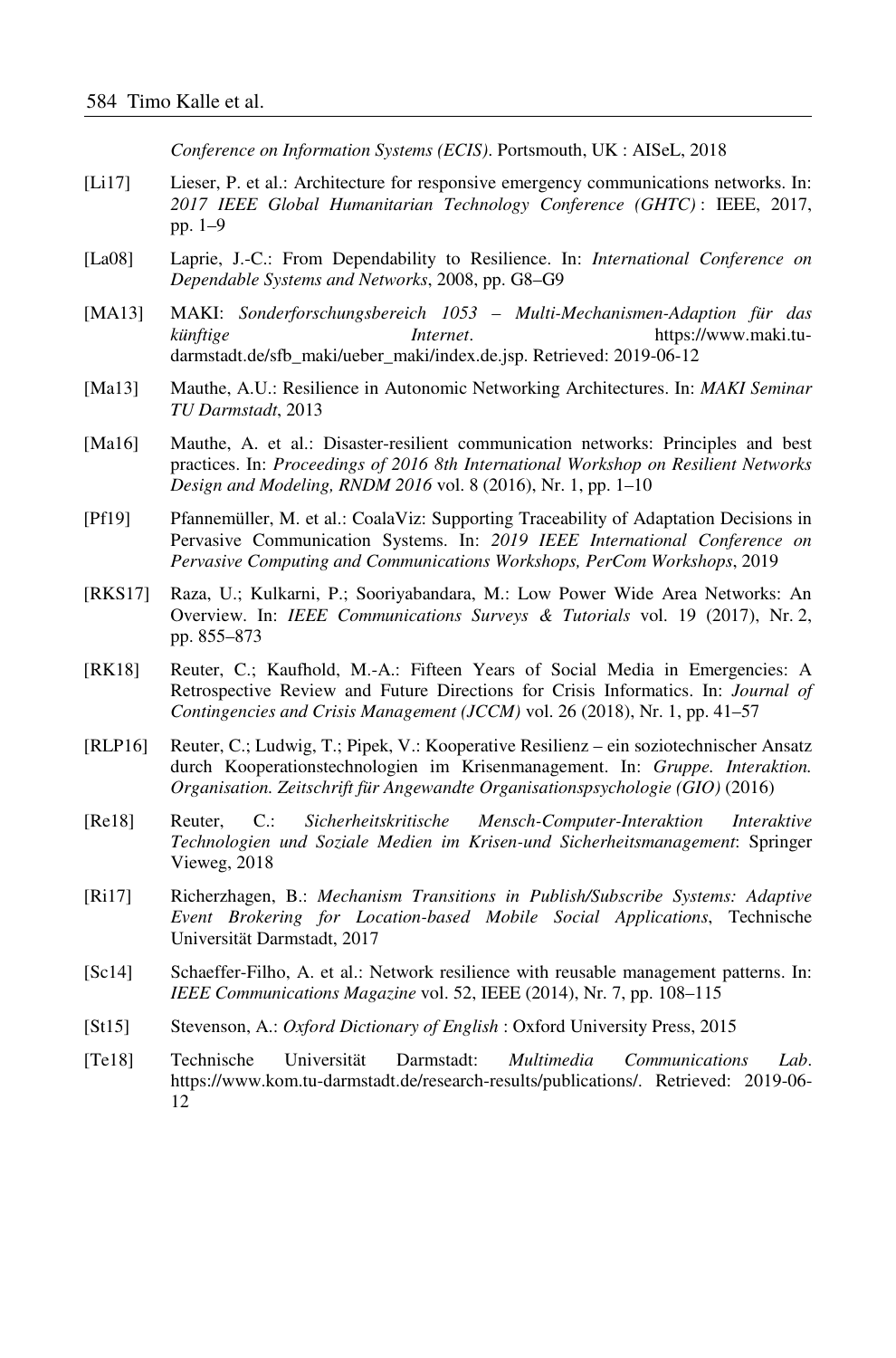*Conference on Information Systems (ECIS)*. Portsmouth, UK : AISeL, 2018

[Li17] Lieser, P. et al.: Architecture for responsive emergency communications networks. In: *2017 IEEE Global Humanitarian Technology Conference (GHTC)* : IEEE, 2017, pp. 1–9

[La08] Laprie, J.-C.: From Dependability to Resilience. In: *International Conference on Dependable Systems and Networks*, 2008, pp. G8–G9

[MA13] MAKI: *Sonderforschungsbereich 1053 – Multi-Mechanismen-Adaption für das künftige Internet*. https://www.maki.tu-darmstadt.de/sfb_maki/ueber_maki/index.de.jsp. Retrieved: 2019-06-12

[Ma13] Mauthe, A.U.: Resilience in Autonomic Networking Architectures. In: *MAKI Seminar TU Darmstadt*, 2013

[Ma16] Mauthe, A. et al.: Disaster-resilient communication networks: Principles and best practices. In: *Proceedings of 2016 8th International Workshop on Resilient Networks Design and Modeling, RNDM 2016* vol. 8 (2016), Nr. 1, pp. 1–10

[Pf19] Pfannemüller, M. et al.: CoalaViz: Supporting Traceability of Adaptation Decisions in Pervasive Communication Systems. In: *2019 IEEE International Conference on Pervasive Computing and Communications Workshops, PerCom Workshops*, 2019

[RKS17] Raza, U.; Kulkarni, P.; Sooriyabandara, M.: Low Power Wide Area Networks: An Overview. In: *IEEE Communications Surveys & Tutorials* vol. 19 (2017), Nr. 2, pp. 855–873

[RK18] Reuter, C.; Kaufhold, M.-A.: Fifteen Years of Social Media in Emergencies: A Retrospective Review and Future Directions for Crisis Informatics. In: *Journal of Contingencies and Crisis Management (JCCM)* vol. 26 (2018), Nr. 1, pp. 41–57

[RLP16] Reuter, C.; Ludwig, T.; Pipek, V.: Kooperative Resilienz – ein soziotechnischer Ansatz durch Kooperationstechnologien im Krisenmanagement. In: *Gruppe. Interaktion. Organisation. Zeitschrift für Angewandte Organisationspsychologie (GIO)* (2016)

[Re18] Reuter, C.: *Sicherheitskritische Mensch-Computer-Interaktion Interaktive Technologien und Soziale Medien im Krisen-und Sicherheitsmanagement*: Springer Vieweg, 2018

[Ri17] Richerzhagen, B.: *Mechanism Transitions in Publish/Subscribe Systems: Adaptive Event Brokering for Location-based Mobile Social Applications*, Technische Universität Darmstadt, 2017

[Sc14] Schaeffer-Filho, A. et al.: Network resilience with reusable management patterns. In: *IEEE Communications Magazine* vol. 52, IEEE (2014), Nr. 7, pp. 108–115

[St15] Stevenson, A.: *Oxford Dictionary of English* : Oxford University Press, 2015

[Te18] Technische Universität Darmstadt: *Multimedia Communications Lab*. https://www.kom.tu-darmstadt.de/research-results/publications/. Retrieved: 2019-06-12